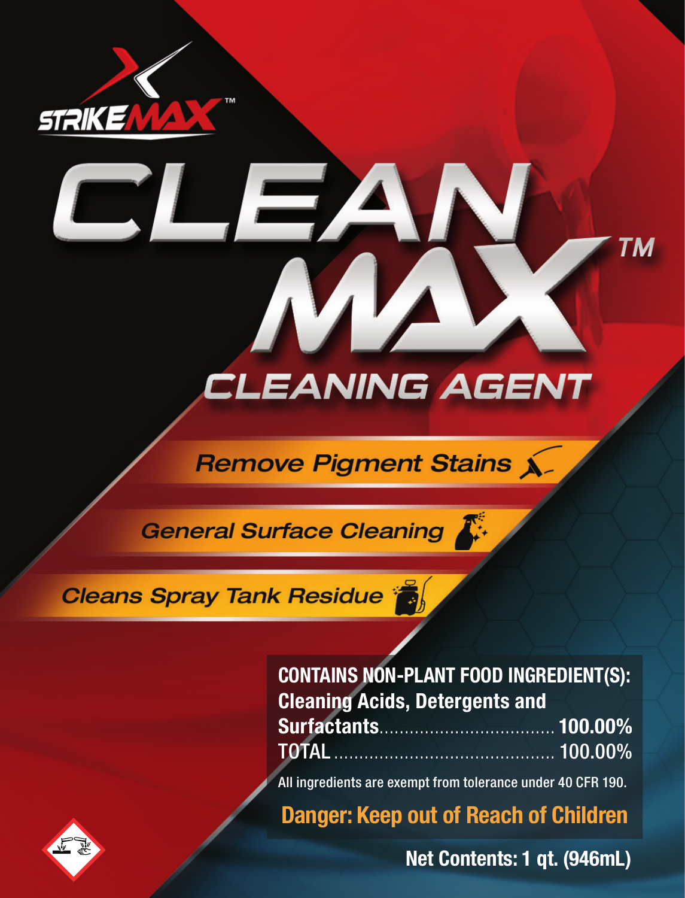STRIKEMAX™

# CLEAN MAX™

## CLEANING AGENT

*Remove Pigment Stains*

*General Surface Cleaning*

*Cleans Spray Tank Residue*

**CONTAINS NON-PLANT FOOD INGREDIENT(S):**

| | |
|---|---|
| **Cleaning Acids, Detergents and Surfactants** | **100.00%** |
| TOTAL | 100.00% |

All ingredients are exempt from tolerance under 40 CFR 190.

**Danger: Keep out of Reach of Children**

**Net Contents: 1 qt. (946mL)**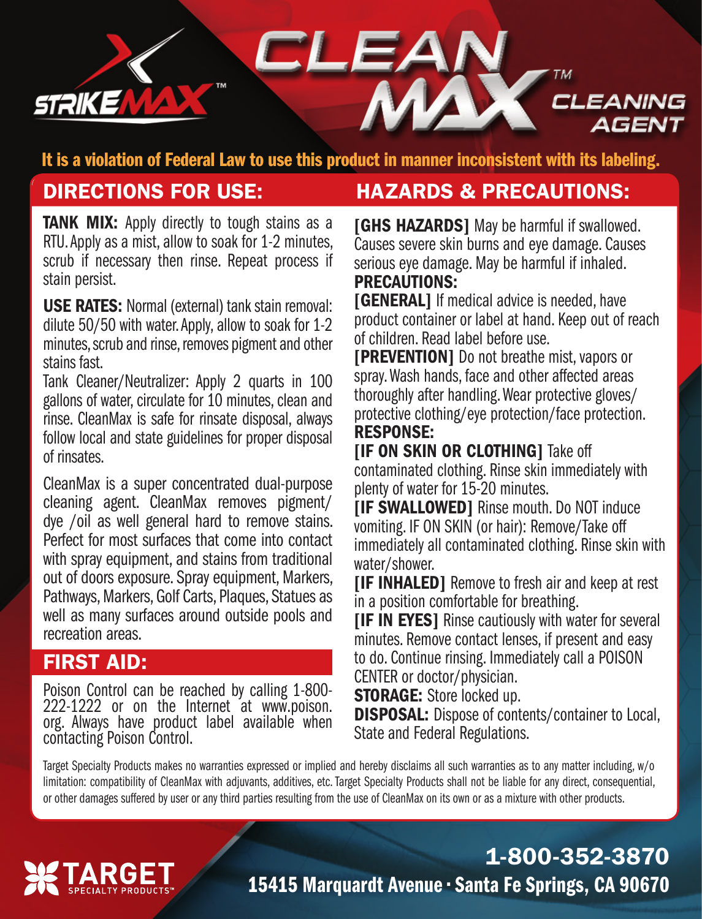STRIKEMAX™

# CLEAN MAX™ CLEANING AGENT

**It is a violation of Federal Law to use this product in manner inconsistent with its labeling.**

## DIRECTIONS FOR USE:

**TANK MIX:** Apply directly to tough stains as a RTU. Apply as a mist, allow to soak for 1-2 minutes, scrub if necessary then rinse. Repeat process if stain persist.

**USE RATES:** Normal (external) tank stain removal: dilute 50/50 with water. Apply, allow to soak for 1-2 minutes, scrub and rinse, removes pigment and other stains fast.

Tank Cleaner/Neutralizer: Apply 2 quarts in 100 gallons of water, circulate for 10 minutes, clean and rinse. CleanMax is safe for rinsate disposal, always follow local and state guidelines for proper disposal of rinsates.

CleanMax is a super concentrated dual-purpose cleaning agent. CleanMax removes pigment/ dye /oil as well general hard to remove stains. Perfect for most surfaces that come into contact with spray equipment, and stains from traditional out of doors exposure. Spray equipment, Markers, Pathways, Markers, Golf Carts, Plaques, Statues as well as many surfaces around outside pools and recreation areas.

## FIRST AID:

Poison Control can be reached by calling 1-800-222-1222 or on the Internet at www.poison.org. Always have product label available when contacting Poison Control.

## HAZARDS & PRECAUTIONS:

**[GHS HAZARDS]** May be harmful if swallowed. Causes severe skin burns and eye damage. Causes serious eye damage. May be harmful if inhaled.

**PRECAUTIONS:**

**[GENERAL]** If medical advice is needed, have product container or label at hand. Keep out of reach of children. Read label before use.

**[PREVENTION]** Do not breathe mist, vapors or spray. Wash hands, face and other affected areas thoroughly after handling. Wear protective gloves/ protective clothing/eye protection/face protection.

**RESPONSE:**

**[IF ON SKIN OR CLOTHING]** Take off contaminated clothing. Rinse skin immediately with plenty of water for 15-20 minutes.

**[IF SWALLOWED]** Rinse mouth. Do NOT induce vomiting. IF ON SKIN (or hair): Remove/Take off immediately all contaminated clothing. Rinse skin with water/shower.

**[IF INHALED]** Remove to fresh air and keep at rest in a position comfortable for breathing.

**[IF IN EYES]** Rinse cautiously with water for several minutes. Remove contact lenses, if present and easy to do. Continue rinsing. Immediately call a POISON CENTER or doctor/physician.

**STORAGE:** Store locked up.

**DISPOSAL:** Dispose of contents/container to Local, State and Federal Regulations.

Target Specialty Products makes no warranties expressed or implied and hereby disclaims all such warranties as to any matter including, w/o limitation: compatibility of CleanMax with adjuvants, additives, etc. Target Specialty Products shall not be liable for any direct, consequential, or other damages suffered by user or any third parties resulting from the use of CleanMax on its own or as a mixture with other products.

TARGET SPECIALTY PRODUCTS™

**1-800-352-3870**

**15415 Marquardt Avenue · Santa Fe Springs, CA 90670**